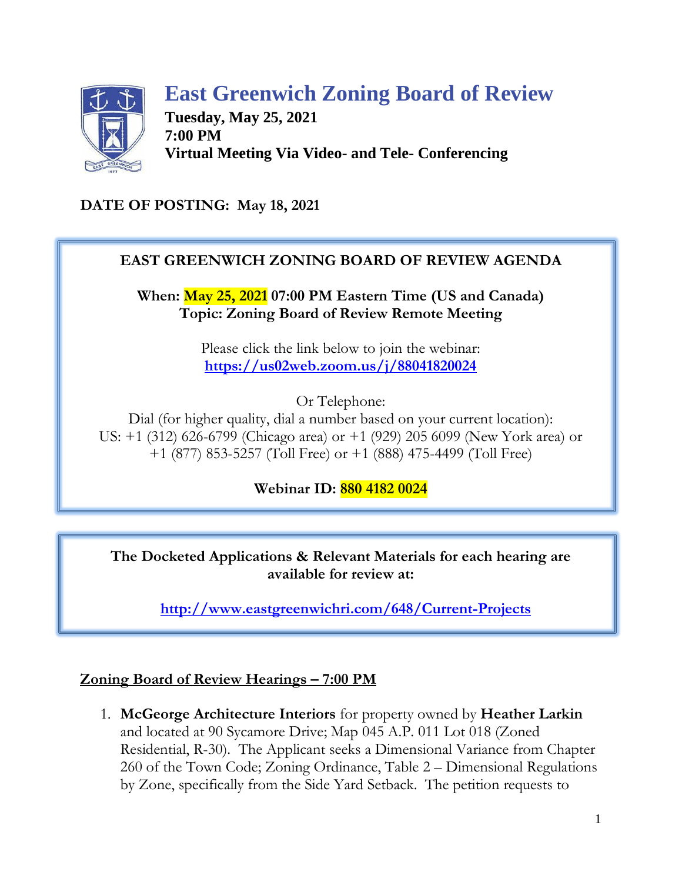# East Greenwich Zoning Board of Review

**Tuesday, May 25, 2021**
**7:00 PM**
**Virtual Meeting Via Video- and Tele- Conferencing**

**DATE OF POSTING: May 18, 2021**

**EAST GREENWICH ZONING BOARD OF REVIEW AGENDA**

**When: May 25, 2021 07:00 PM Eastern Time (US and Canada)**
**Topic: Zoning Board of Review Remote Meeting**

Please click the link below to join the webinar:
https://us02web.zoom.us/j/88041820024

Or Telephone:
Dial (for higher quality, dial a number based on your current location):
US: +1 (312) 626-6799 (Chicago area) or +1 (929) 205 6099 (New York area) or +1 (877) 853-5257 (Toll Free) or +1 (888) 475-4499 (Toll Free)

**Webinar ID: 880 4182 0024**

**The Docketed Applications & Relevant Materials for each hearing are available for review at:**

http://www.eastgreenwichri.com/648/Current-Projects

## Zoning Board of Review Hearings – 7:00 PM

1. **McGeorge Architecture Interiors** for property owned by **Heather Larkin** and located at 90 Sycamore Drive; Map 045 A.P. 011 Lot 018 (Zoned Residential, R-30). The Applicant seeks a Dimensional Variance from Chapter 260 of the Town Code; Zoning Ordinance, Table 2 – Dimensional Regulations by Zone, specifically from the Side Yard Setback. The petition requests to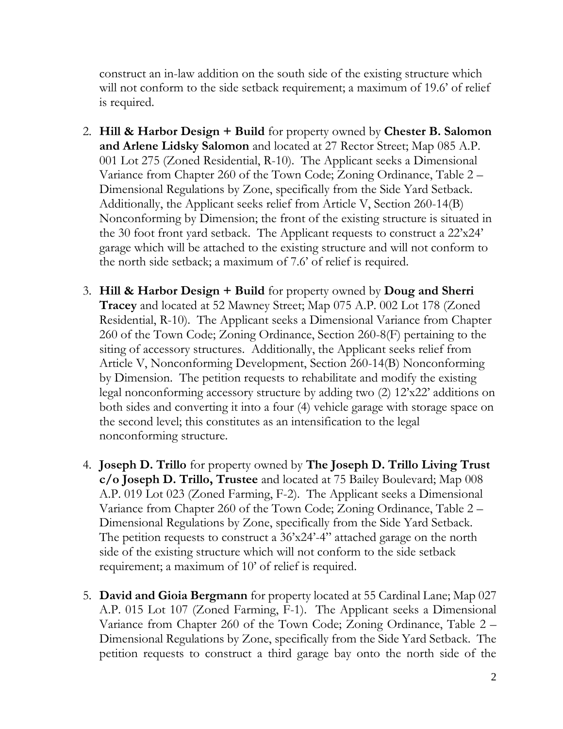construct an in-law addition on the south side of the existing structure which will not conform to the side setback requirement; a maximum of 19.6' of relief is required.

2. **Hill & Harbor Design + Build** for property owned by **Chester B. Salomon and Arlene Lidsky Salomon** and located at 27 Rector Street; Map 085 A.P. 001 Lot 275 (Zoned Residential, R-10). The Applicant seeks a Dimensional Variance from Chapter 260 of the Town Code; Zoning Ordinance, Table 2 – Dimensional Regulations by Zone, specifically from the Side Yard Setback. Additionally, the Applicant seeks relief from Article V, Section 260-14(B) Nonconforming by Dimension; the front of the existing structure is situated in the 30 foot front yard setback. The Applicant requests to construct a 22'x24' garage which will be attached to the existing structure and will not conform to the north side setback; a maximum of 7.6' of relief is required.

3. **Hill & Harbor Design + Build** for property owned by **Doug and Sherri Tracey** and located at 52 Mawney Street; Map 075 A.P. 002 Lot 178 (Zoned Residential, R-10). The Applicant seeks a Dimensional Variance from Chapter 260 of the Town Code; Zoning Ordinance, Section 260-8(F) pertaining to the siting of accessory structures. Additionally, the Applicant seeks relief from Article V, Nonconforming Development, Section 260-14(B) Nonconforming by Dimension. The petition requests to rehabilitate and modify the existing legal nonconforming accessory structure by adding two (2) 12'x22' additions on both sides and converting it into a four (4) vehicle garage with storage space on the second level; this constitutes as an intensification to the legal nonconforming structure.

4. **Joseph D. Trillo** for property owned by **The Joseph D. Trillo Living Trust c/o Joseph D. Trillo, Trustee** and located at 75 Bailey Boulevard; Map 008 A.P. 019 Lot 023 (Zoned Farming, F-2). The Applicant seeks a Dimensional Variance from Chapter 260 of the Town Code; Zoning Ordinance, Table 2 – Dimensional Regulations by Zone, specifically from the Side Yard Setback. The petition requests to construct a 36'x24'-4" attached garage on the north side of the existing structure which will not conform to the side setback requirement; a maximum of 10' of relief is required.

5. **David and Gioia Bergmann** for property located at 55 Cardinal Lane; Map 027 A.P. 015 Lot 107 (Zoned Farming, F-1). The Applicant seeks a Dimensional Variance from Chapter 260 of the Town Code; Zoning Ordinance, Table 2 – Dimensional Regulations by Zone, specifically from the Side Yard Setback. The petition requests to construct a third garage bay onto the north side of the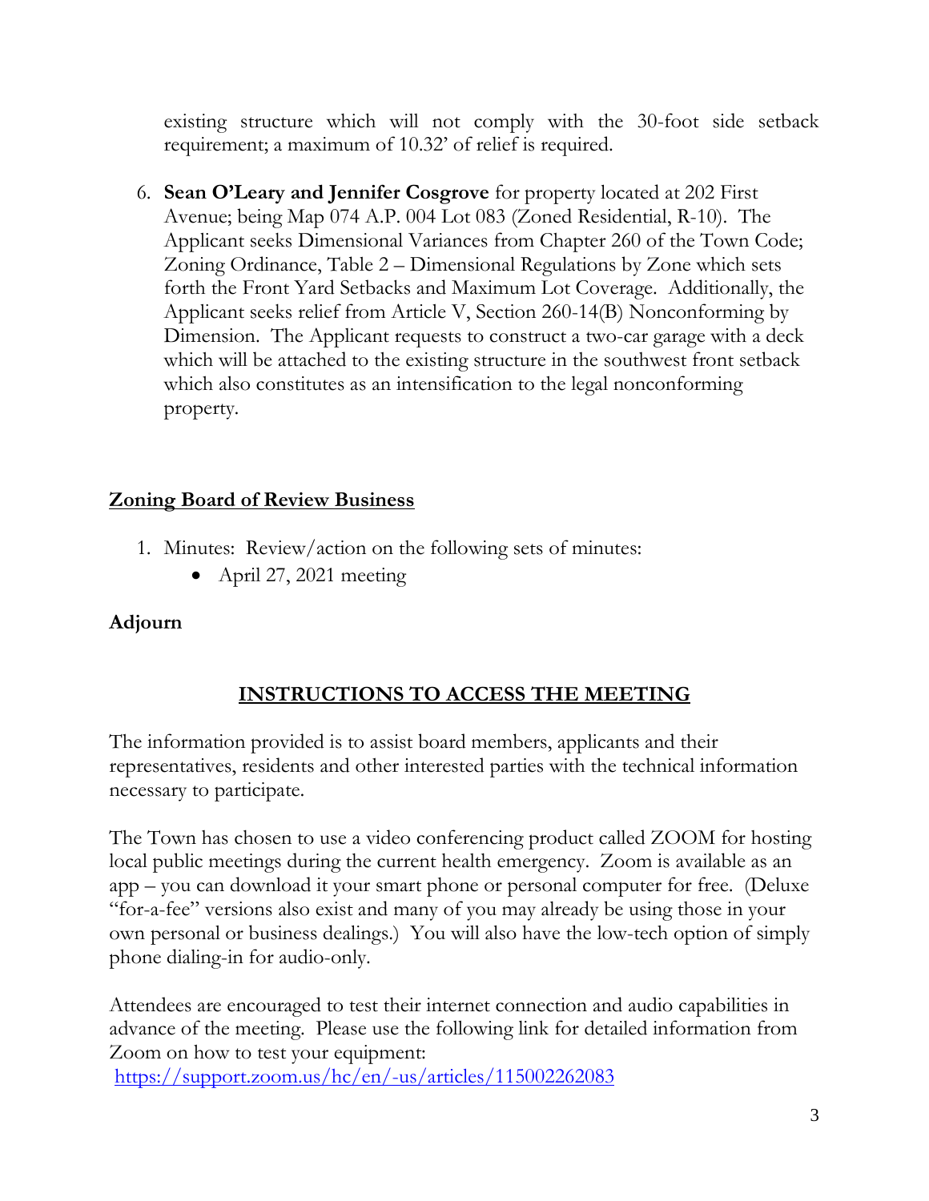existing structure which will not comply with the 30-foot side setback requirement; a maximum of 10.32' of relief is required.

6. **Sean O'Leary and Jennifer Cosgrove** for property located at 202 First Avenue; being Map 074 A.P. 004 Lot 083 (Zoned Residential, R-10). The Applicant seeks Dimensional Variances from Chapter 260 of the Town Code; Zoning Ordinance, Table 2 – Dimensional Regulations by Zone which sets forth the Front Yard Setbacks and Maximum Lot Coverage. Additionally, the Applicant seeks relief from Article V, Section 260-14(B) Nonconforming by Dimension. The Applicant requests to construct a two-car garage with a deck which will be attached to the existing structure in the southwest front setback which also constitutes as an intensification to the legal nonconforming property.

## Zoning Board of Review Business

1. Minutes: Review/action on the following sets of minutes:
   - April 27, 2021 meeting

**Adjourn**

## INSTRUCTIONS TO ACCESS THE MEETING

The information provided is to assist board members, applicants and their representatives, residents and other interested parties with the technical information necessary to participate.

The Town has chosen to use a video conferencing product called ZOOM for hosting local public meetings during the current health emergency. Zoom is available as an app – you can download it your smart phone or personal computer for free. (Deluxe "for-a-fee" versions also exist and many of you may already be using those in your own personal or business dealings.) You will also have the low-tech option of simply phone dialing-in for audio-only.

Attendees are encouraged to test their internet connection and audio capabilities in advance of the meeting. Please use the following link for detailed information from Zoom on how to test your equipment:
https://support.zoom.us/hc/en/-us/articles/115002262083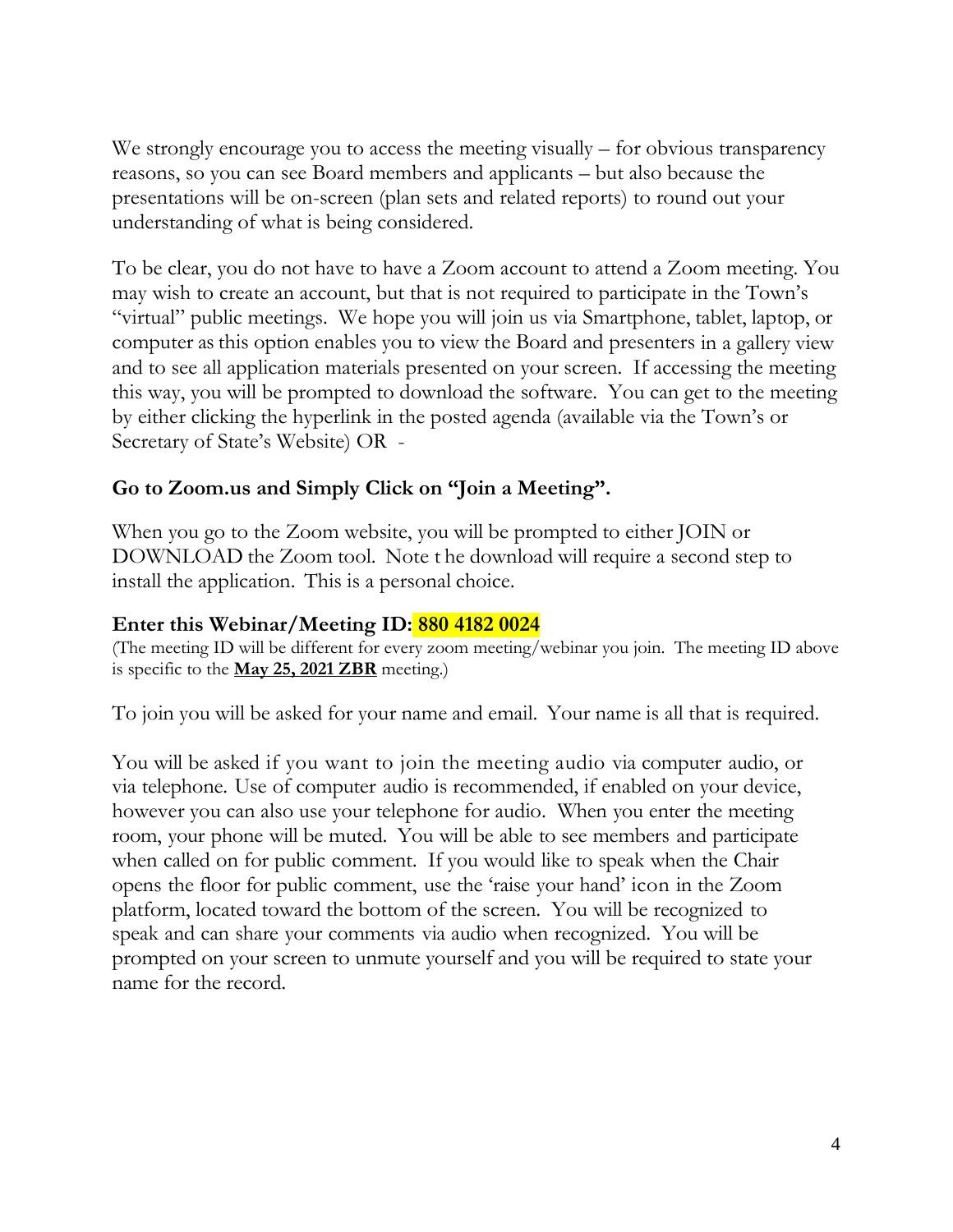We strongly encourage you to access the meeting visually – for obvious transparency reasons, so you can see Board members and applicants – but also because the presentations will be on-screen (plan sets and related reports) to round out your understanding of what is being considered.

To be clear, you do not have to have a Zoom account to attend a Zoom meeting. You may wish to create an account, but that is not required to participate in the Town's "virtual" public meetings. We hope you will join us via Smartphone, tablet, laptop, or computer as this option enables you to view the Board and presenters in a gallery view and to see all application materials presented on your screen. If accessing the meeting this way, you will be prompted to download the software. You can get to the meeting by either clicking the hyperlink in the posted agenda (available via the Town's or Secretary of State's Website) OR -

**Go to Zoom.us and Simply Click on "Join a Meeting".**

When you go to the Zoom website, you will be prompted to either JOIN or DOWNLOAD the Zoom tool. Note the download will require a second step to install the application. This is a personal choice.

**Enter this Webinar/Meeting ID: 880 4182 0024**

(The meeting ID will be different for every zoom meeting/webinar you join. The meeting ID above is specific to the **May 25, 2021 ZBR** meeting.)

To join you will be asked for your name and email. Your name is all that is required.

You will be asked if you want to join the meeting audio via computer audio, or via telephone. Use of computer audio is recommended, if enabled on your device, however you can also use your telephone for audio. When you enter the meeting room, your phone will be muted. You will be able to see members and participate when called on for public comment. If you would like to speak when the Chair opens the floor for public comment, use the 'raise your hand' icon in the Zoom platform, located toward the bottom of the screen. You will be recognized to speak and can share your comments via audio when recognized. You will be prompted on your screen to unmute yourself and you will be required to state your name for the record.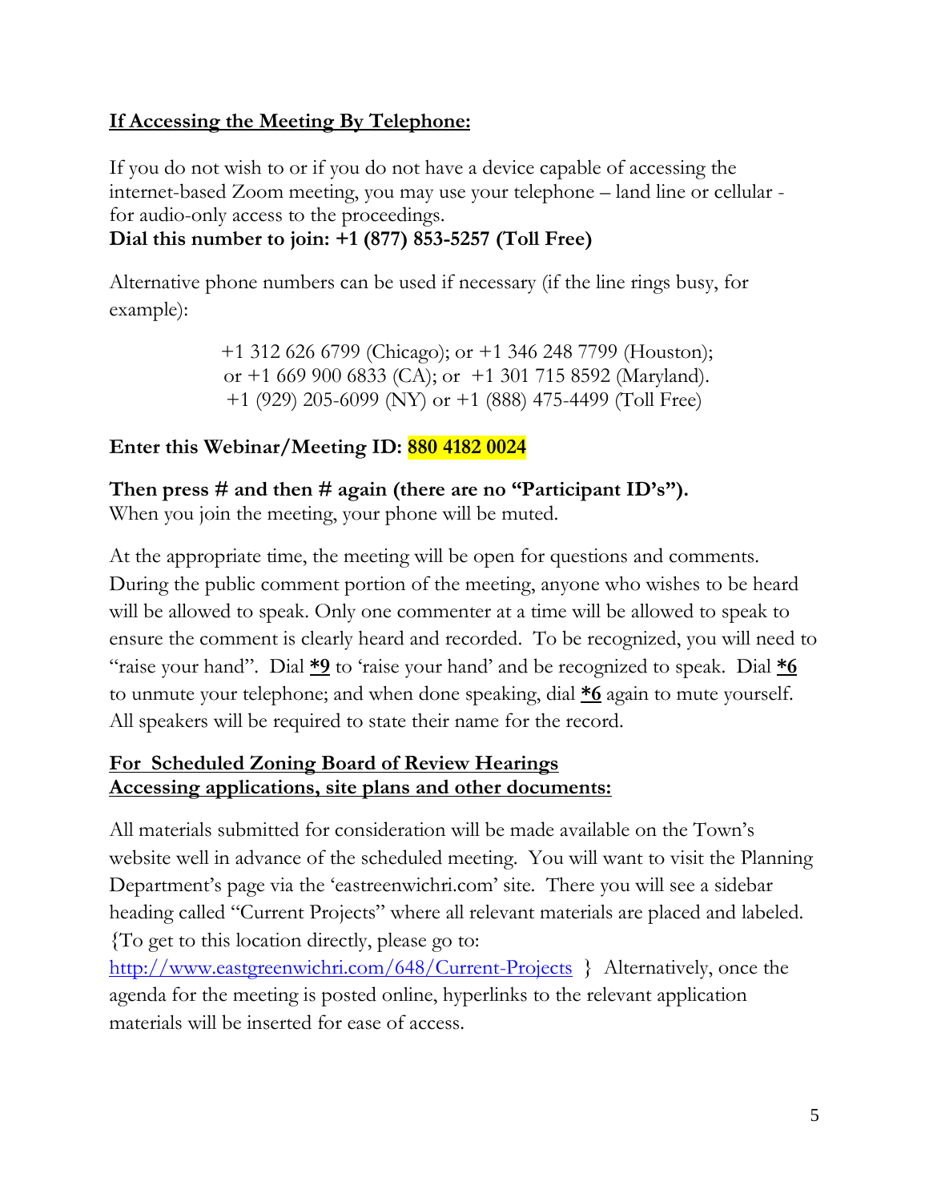**<u>If Accessing the Meeting By Telephone:</u>**

If you do not wish to or if you do not have a device capable of accessing the internet-based Zoom meeting, you may use your telephone – land line or cellular - for audio-only access to the proceedings.

**Dial this number to join: +1 (877) 853-5257 (Toll Free)**

Alternative phone numbers can be used if necessary (if the line rings busy, for example):

+1 312 626 6799 (Chicago); or +1 346 248 7799 (Houston);
or +1 669 900 6833 (CA); or +1 301 715 8592 (Maryland).
+1 (929) 205-6099 (NY) or +1 (888) 475-4499 (Toll Free)

**Enter this Webinar/Meeting ID: 880 4182 0024**

**Then press # and then # again (there are no "Participant ID's").**
When you join the meeting, your phone will be muted.

At the appropriate time, the meeting will be open for questions and comments. During the public comment portion of the meeting, anyone who wishes to be heard will be allowed to speak. Only one commenter at a time will be allowed to speak to ensure the comment is clearly heard and recorded. To be recognized, you will need to "raise your hand". Dial **<u>*9</u>** to 'raise your hand' and be recognized to speak. Dial **<u>*6</u>** to unmute your telephone; and when done speaking, dial **<u>*6</u>** again to mute yourself. All speakers will be required to state their name for the record.

**<u>For Scheduled Zoning Board of Review Hearings</u>**
**<u>Accessing applications, site plans and other documents:</u>**

All materials submitted for consideration will be made available on the Town's website well in advance of the scheduled meeting. You will want to visit the Planning Department's page via the 'eastreenwichri.com' site. There you will see a sidebar heading called "Current Projects" where all relevant materials are placed and labeled. {To get to this location directly, please go to: http://www.eastgreenwichri.com/648/Current-Projects } Alternatively, once the agenda for the meeting is posted online, hyperlinks to the relevant application materials will be inserted for ease of access.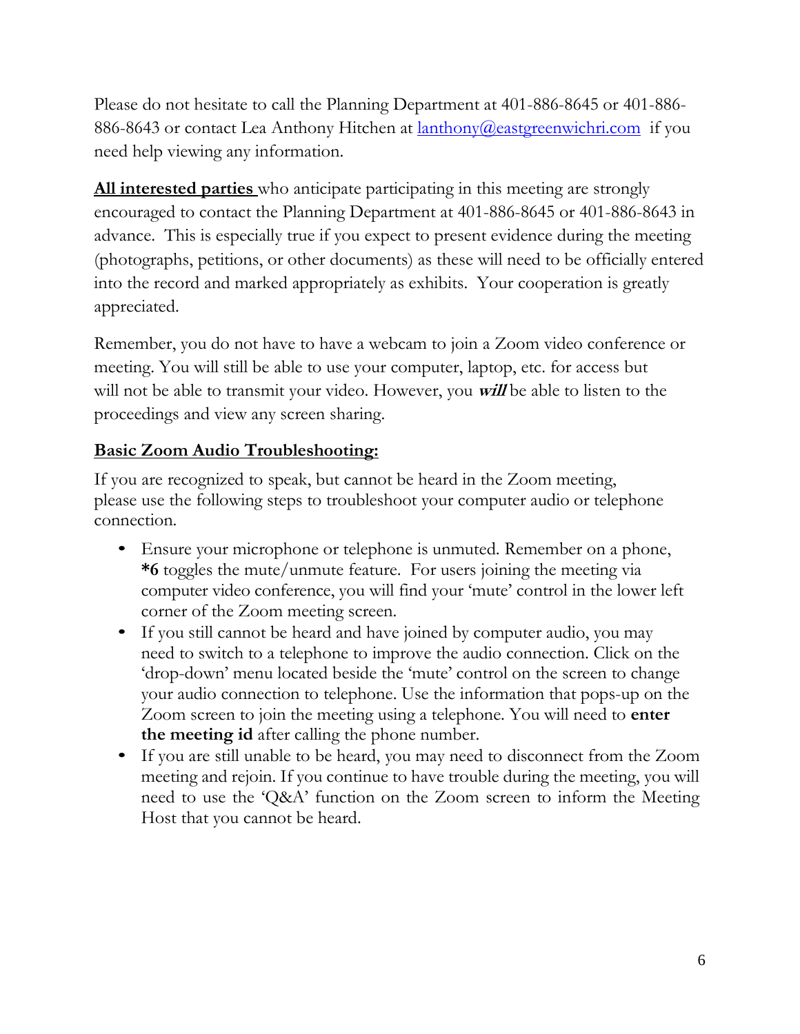Please do not hesitate to call the Planning Department at 401-886-8645 or 401-886-886-8643 or contact Lea Anthony Hitchen at [lanthony@eastgreenwichri.com](mailto:lanthony@eastgreenwichri.com) if you need help viewing any information.

**All interested parties** who anticipate participating in this meeting are strongly encouraged to contact the Planning Department at 401-886-8645 or 401-886-8643 in advance. This is especially true if you expect to present evidence during the meeting (photographs, petitions, or other documents) as these will need to be officially entered into the record and marked appropriately as exhibits. Your cooperation is greatly appreciated.

Remember, you do not have to have a webcam to join a Zoom video conference or meeting. You will still be able to use your computer, laptop, etc. for access but will not be able to transmit your video. However, you ***will*** be able to listen to the proceedings and view any screen sharing.

**Basic Zoom Audio Troubleshooting:**

If you are recognized to speak, but cannot be heard in the Zoom meeting, please use the following steps to troubleshoot your computer audio or telephone connection.

- Ensure your microphone or telephone is unmuted. Remember on a phone, **\*6** toggles the mute/unmute feature. For users joining the meeting via computer video conference, you will find your 'mute' control in the lower left corner of the Zoom meeting screen.
- If you still cannot be heard and have joined by computer audio, you may need to switch to a telephone to improve the audio connection. Click on the 'drop-down' menu located beside the 'mute' control on the screen to change your audio connection to telephone. Use the information that pops-up on the Zoom screen to join the meeting using a telephone. You will need to **enter the meeting id** after calling the phone number.
- If you are still unable to be heard, you may need to disconnect from the Zoom meeting and rejoin. If you continue to have trouble during the meeting, you will need to use the 'Q&A' function on the Zoom screen to inform the Meeting Host that you cannot be heard.